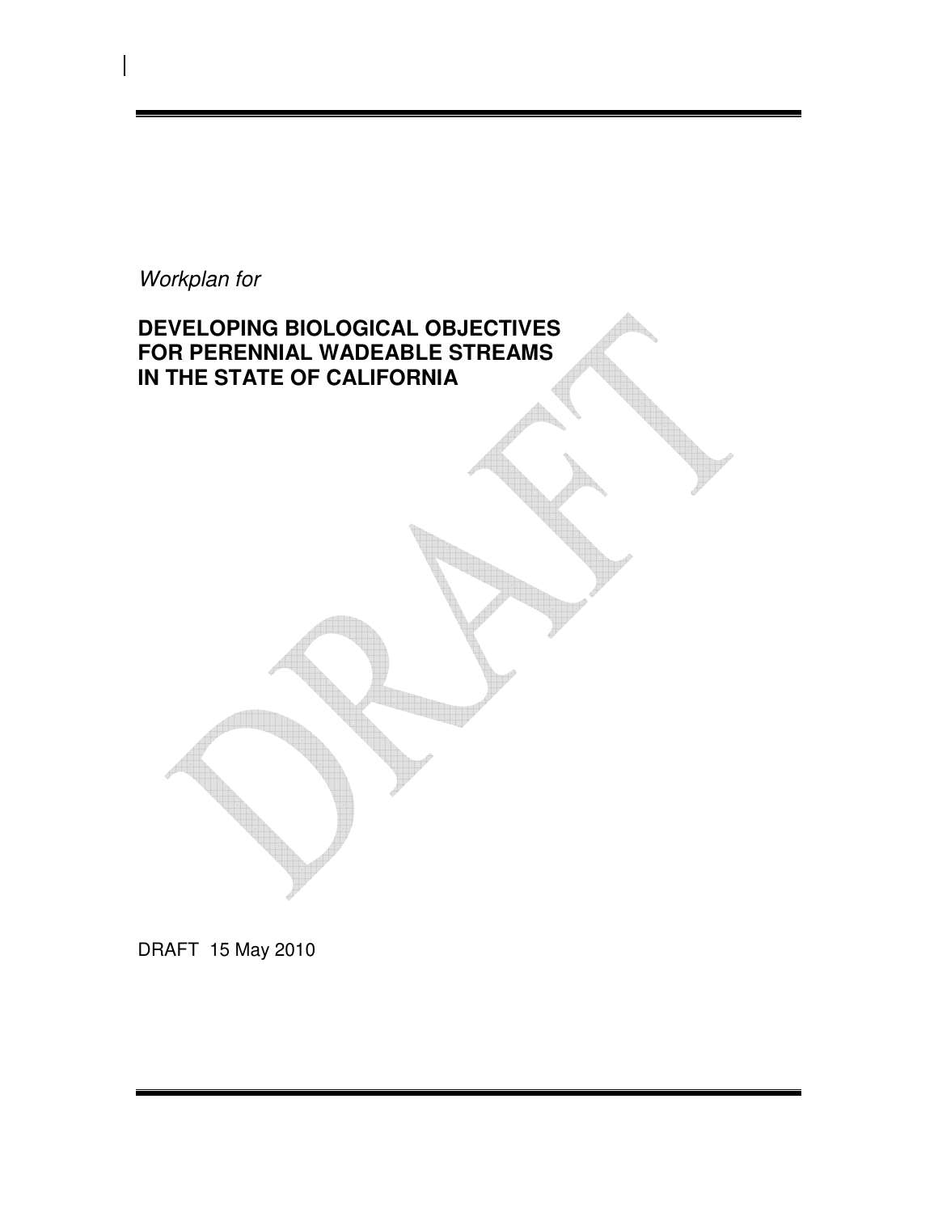*Workplan for*

# DEVELOPING BIOLOGICAL OBJECTIVES FOR PERENNIAL WADEABLE STREAMS IN THE STATE OF CALIFORNIA

DRAFT 15 May 2010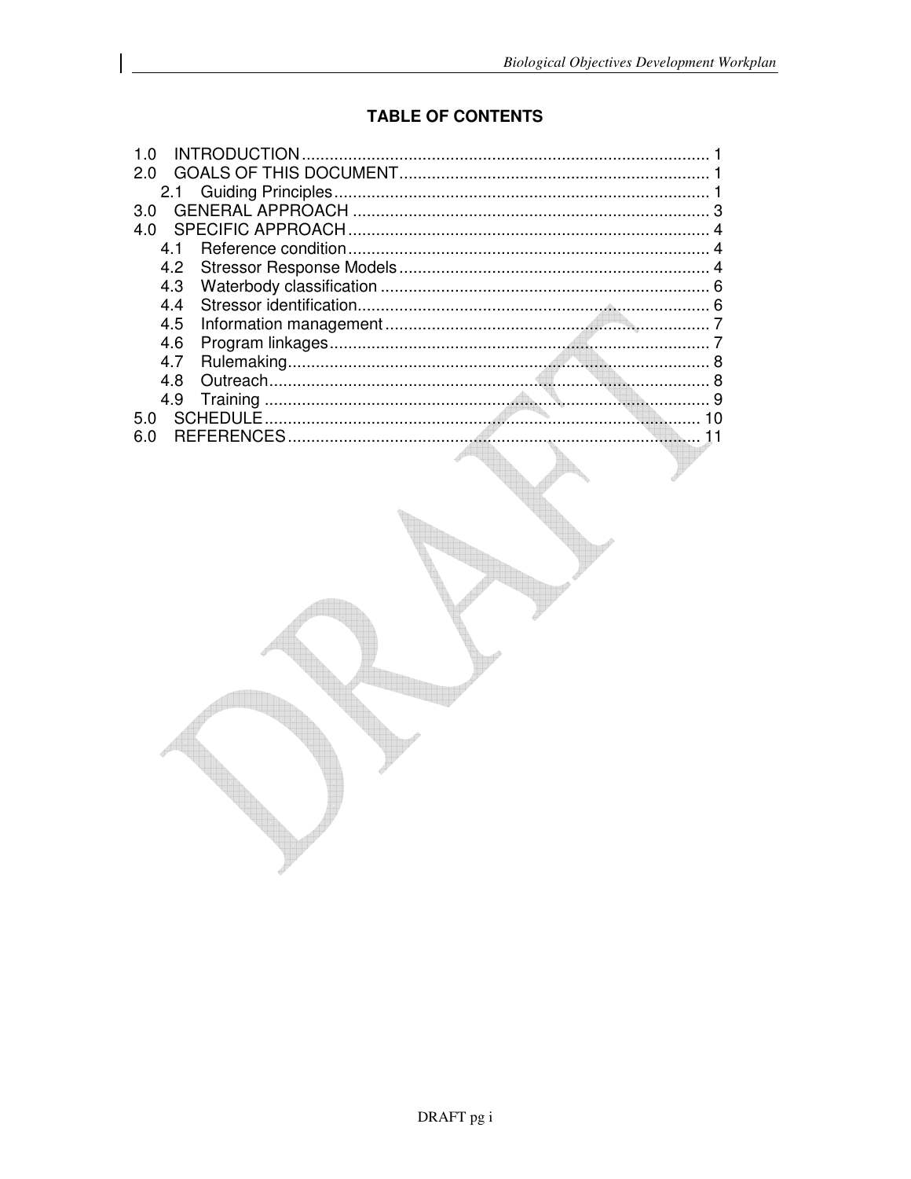# TABLE OF CONTENTS

1.0 INTRODUCTION ........................................................................................ 1
2.0 GOALS OF THIS DOCUMENT.................................................................. 1
  2.1 Guiding Principles................................................................................. 1
3.0 GENERAL APPROACH ............................................................................ 3
4.0 SPECIFIC APPROACH............................................................................. 4
  4.1 Reference condition.............................................................................. 4
  4.2 Stressor Response Models................................................................... 4
  4.3 Waterbody classification ....................................................................... 6
  4.4 Stressor identification............................................................................ 6
  4.5 Information management....................................................................... 7
  4.6 Program linkages.................................................................................. 7
  4.7 Rulemaking........................................................................................... 8
  4.8 Outreach............................................................................................... 8
  4.9 Training ................................................................................................ 9
5.0 SCHEDULE............................................................................................. 10
6.0 REFERENCES........................................................................................ 11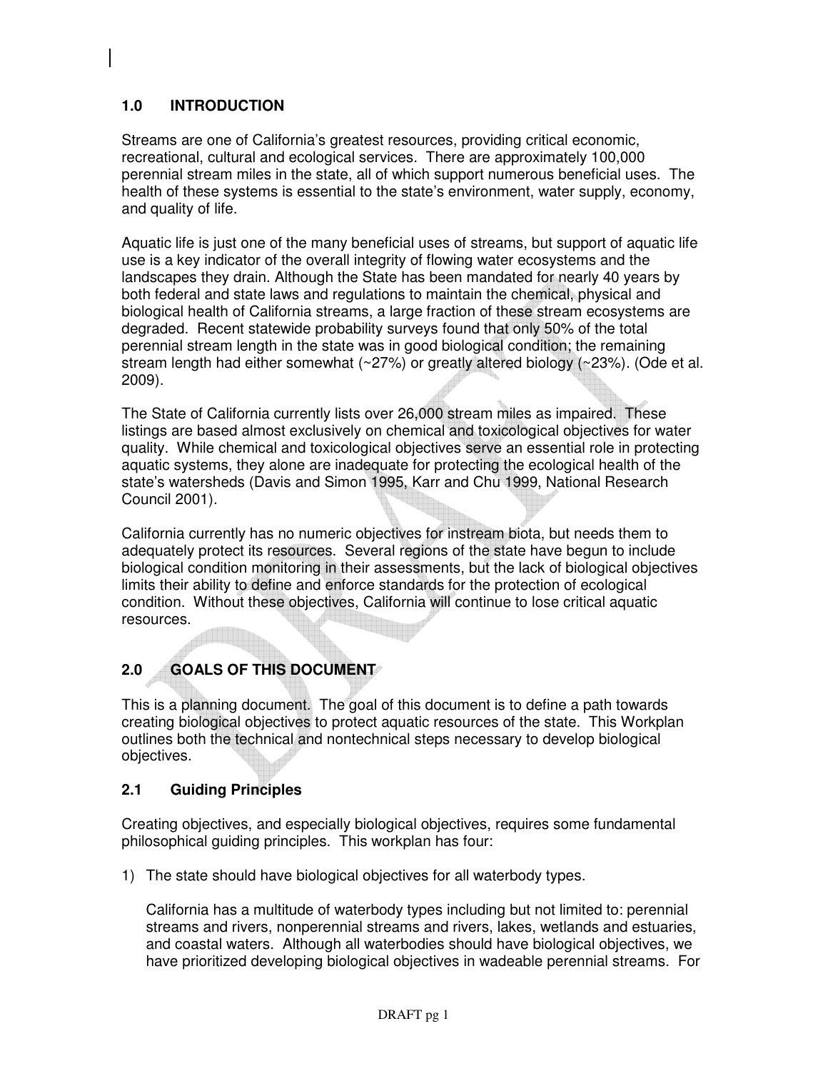## 1.0 INTRODUCTION

Streams are one of California's greatest resources, providing critical economic, recreational, cultural and ecological services. There are approximately 100,000 perennial stream miles in the state, all of which support numerous beneficial uses. The health of these systems is essential to the state's environment, water supply, economy, and quality of life.

Aquatic life is just one of the many beneficial uses of streams, but support of aquatic life use is a key indicator of the overall integrity of flowing water ecosystems and the landscapes they drain. Although the State has been mandated for nearly 40 years by both federal and state laws and regulations to maintain the chemical, physical and biological health of California streams, a large fraction of these stream ecosystems are degraded. Recent statewide probability surveys found that only 50% of the total perennial stream length in the state was in good biological condition; the remaining stream length had either somewhat (~27%) or greatly altered biology (~23%). (Ode et al. 2009).

The State of California currently lists over 26,000 stream miles as impaired. These listings are based almost exclusively on chemical and toxicological objectives for water quality. While chemical and toxicological objectives serve an essential role in protecting aquatic systems, they alone are inadequate for protecting the ecological health of the state's watersheds (Davis and Simon 1995, Karr and Chu 1999, National Research Council 2001).

California currently has no numeric objectives for instream biota, but needs them to adequately protect its resources. Several regions of the state have begun to include biological condition monitoring in their assessments, but the lack of biological objectives limits their ability to define and enforce standards for the protection of ecological condition. Without these objectives, California will continue to lose critical aquatic resources.

## 2.0 GOALS OF THIS DOCUMENT

This is a planning document. The goal of this document is to define a path towards creating biological objectives to protect aquatic resources of the state. This Workplan outlines both the technical and nontechnical steps necessary to develop biological objectives.

### 2.1 Guiding Principles

Creating objectives, and especially biological objectives, requires some fundamental philosophical guiding principles. This workplan has four:

1) The state should have biological objectives for all waterbody types.

   California has a multitude of waterbody types including but not limited to: perennial streams and rivers, nonperennial streams and rivers, lakes, wetlands and estuaries, and coastal waters. Although all waterbodies should have biological objectives, we have prioritized developing biological objectives in wadeable perennial streams. For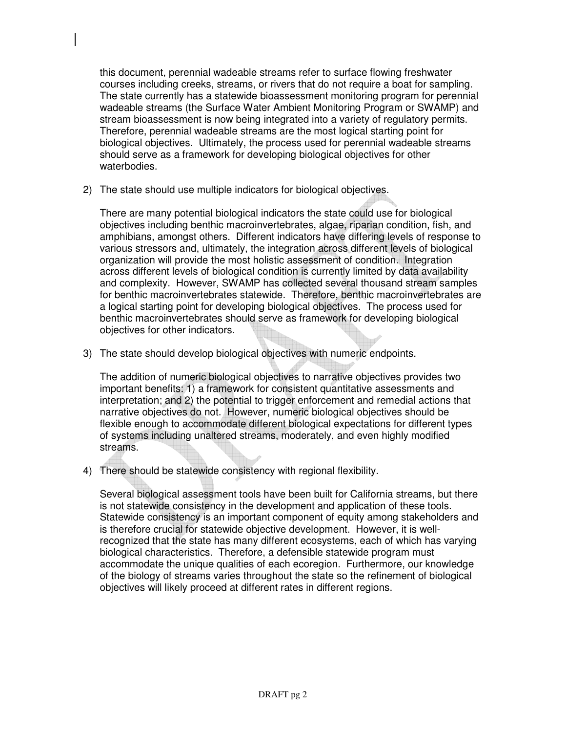this document, perennial wadeable streams refer to surface flowing freshwater courses including creeks, streams, or rivers that do not require a boat for sampling. The state currently has a statewide bioassessment monitoring program for perennial wadeable streams (the Surface Water Ambient Monitoring Program or SWAMP) and stream bioassessment is now being integrated into a variety of regulatory permits. Therefore, perennial wadeable streams are the most logical starting point for biological objectives. Ultimately, the process used for perennial wadeable streams should serve as a framework for developing biological objectives for other waterbodies.

2) The state should use multiple indicators for biological objectives.

   There are many potential biological indicators the state could use for biological objectives including benthic macroinvertebrates, algae, riparian condition, fish, and amphibians, amongst others. Different indicators have differing levels of response to various stressors and, ultimately, the integration across different levels of biological organization will provide the most holistic assessment of condition. Integration across different levels of biological condition is currently limited by data availability and complexity. However, SWAMP has collected several thousand stream samples for benthic macroinvertebrates statewide. Therefore, benthic macroinvertebrates are a logical starting point for developing biological objectives. The process used for benthic macroinvertebrates should serve as framework for developing biological objectives for other indicators.

3) The state should develop biological objectives with numeric endpoints.

   The addition of numeric biological objectives to narrative objectives provides two important benefits: 1) a framework for consistent quantitative assessments and interpretation; and 2) the potential to trigger enforcement and remedial actions that narrative objectives do not. However, numeric biological objectives should be flexible enough to accommodate different biological expectations for different types of systems including unaltered streams, moderately, and even highly modified streams.

4) There should be statewide consistency with regional flexibility.

   Several biological assessment tools have been built for California streams, but there is not statewide consistency in the development and application of these tools. Statewide consistency is an important component of equity among stakeholders and is therefore crucial for statewide objective development. However, it is well-recognized that the state has many different ecosystems, each of which has varying biological characteristics. Therefore, a defensible statewide program must accommodate the unique qualities of each ecoregion. Furthermore, our knowledge of the biology of streams varies throughout the state so the refinement of biological objectives will likely proceed at different rates in different regions.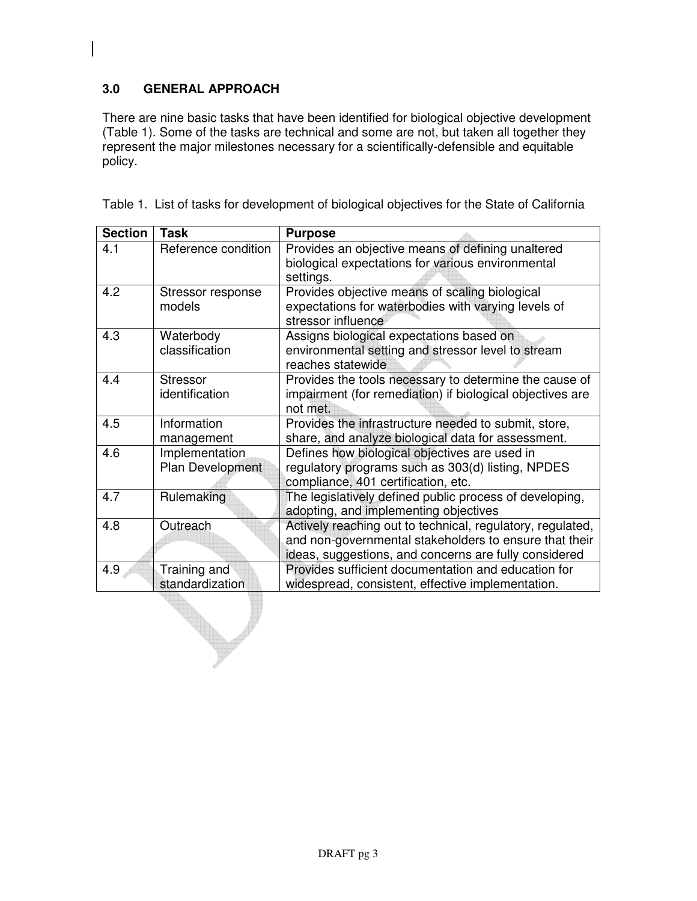## 3.0 GENERAL APPROACH

There are nine basic tasks that have been identified for biological objective development (Table 1). Some of the tasks are technical and some are not, but taken all together they represent the major milestones necessary for a scientifically-defensible and equitable policy.

Table 1. List of tasks for development of biological objectives for the State of California

| Section | Task | Purpose |
|---|---|---|
| 4.1 | Reference condition | Provides an objective means of defining unaltered biological expectations for various environmental settings. |
| 4.2 | Stressor response models | Provides objective means of scaling biological expectations for waterbodies with varying levels of stressor influence |
| 4.3 | Waterbody classification | Assigns biological expectations based on environmental setting and stressor level to stream reaches statewide |
| 4.4 | Stressor identification | Provides the tools necessary to determine the cause of impairment (for remediation) if biological objectives are not met. |
| 4.5 | Information management | Provides the infrastructure needed to submit, store, share, and analyze biological data for assessment. |
| 4.6 | Implementation Plan Development | Defines how biological objectives are used in regulatory programs such as 303(d) listing, NPDES compliance, 401 certification, etc. |
| 4.7 | Rulemaking | The legislatively defined public process of developing, adopting, and implementing objectives |
| 4.8 | Outreach | Actively reaching out to technical, regulatory, regulated, and non-governmental stakeholders to ensure that their ideas, suggestions, and concerns are fully considered |
| 4.9 | Training and standardization | Provides sufficient documentation and education for widespread, consistent, effective implementation. |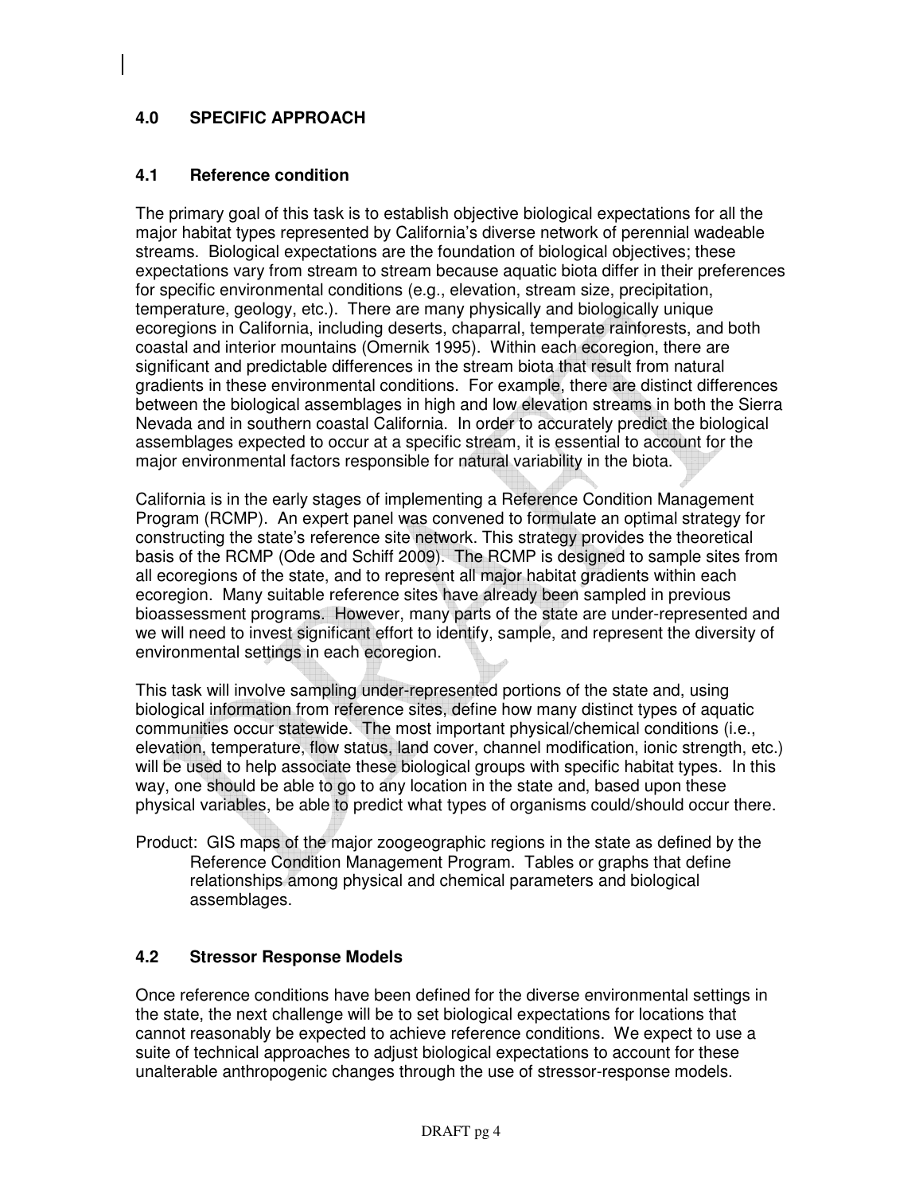## 4.0 SPECIFIC APPROACH

### 4.1 Reference condition

The primary goal of this task is to establish objective biological expectations for all the major habitat types represented by California's diverse network of perennial wadeable streams. Biological expectations are the foundation of biological objectives; these expectations vary from stream to stream because aquatic biota differ in their preferences for specific environmental conditions (e.g., elevation, stream size, precipitation, temperature, geology, etc.). There are many physically and biologically unique ecoregions in California, including deserts, chaparral, temperate rainforests, and both coastal and interior mountains (Omernik 1995). Within each ecoregion, there are significant and predictable differences in the stream biota that result from natural gradients in these environmental conditions. For example, there are distinct differences between the biological assemblages in high and low elevation streams in both the Sierra Nevada and in southern coastal California. In order to accurately predict the biological assemblages expected to occur at a specific stream, it is essential to account for the major environmental factors responsible for natural variability in the biota.

California is in the early stages of implementing a Reference Condition Management Program (RCMP). An expert panel was convened to formulate an optimal strategy for constructing the state's reference site network. This strategy provides the theoretical basis of the RCMP (Ode and Schiff 2009). The RCMP is designed to sample sites from all ecoregions of the state, and to represent all major habitat gradients within each ecoregion. Many suitable reference sites have already been sampled in previous bioassessment programs. However, many parts of the state are under-represented and we will need to invest significant effort to identify, sample, and represent the diversity of environmental settings in each ecoregion.

This task will involve sampling under-represented portions of the state and, using biological information from reference sites, define how many distinct types of aquatic communities occur statewide. The most important physical/chemical conditions (i.e., elevation, temperature, flow status, land cover, channel modification, ionic strength, etc.) will be used to help associate these biological groups with specific habitat types. In this way, one should be able to go to any location in the state and, based upon these physical variables, be able to predict what types of organisms could/should occur there.

Product: GIS maps of the major zoogeographic regions in the state as defined by the Reference Condition Management Program. Tables or graphs that define relationships among physical and chemical parameters and biological assemblages.

### 4.2 Stressor Response Models

Once reference conditions have been defined for the diverse environmental settings in the state, the next challenge will be to set biological expectations for locations that cannot reasonably be expected to achieve reference conditions. We expect to use a suite of technical approaches to adjust biological expectations to account for these unalterable anthropogenic changes through the use of stressor-response models.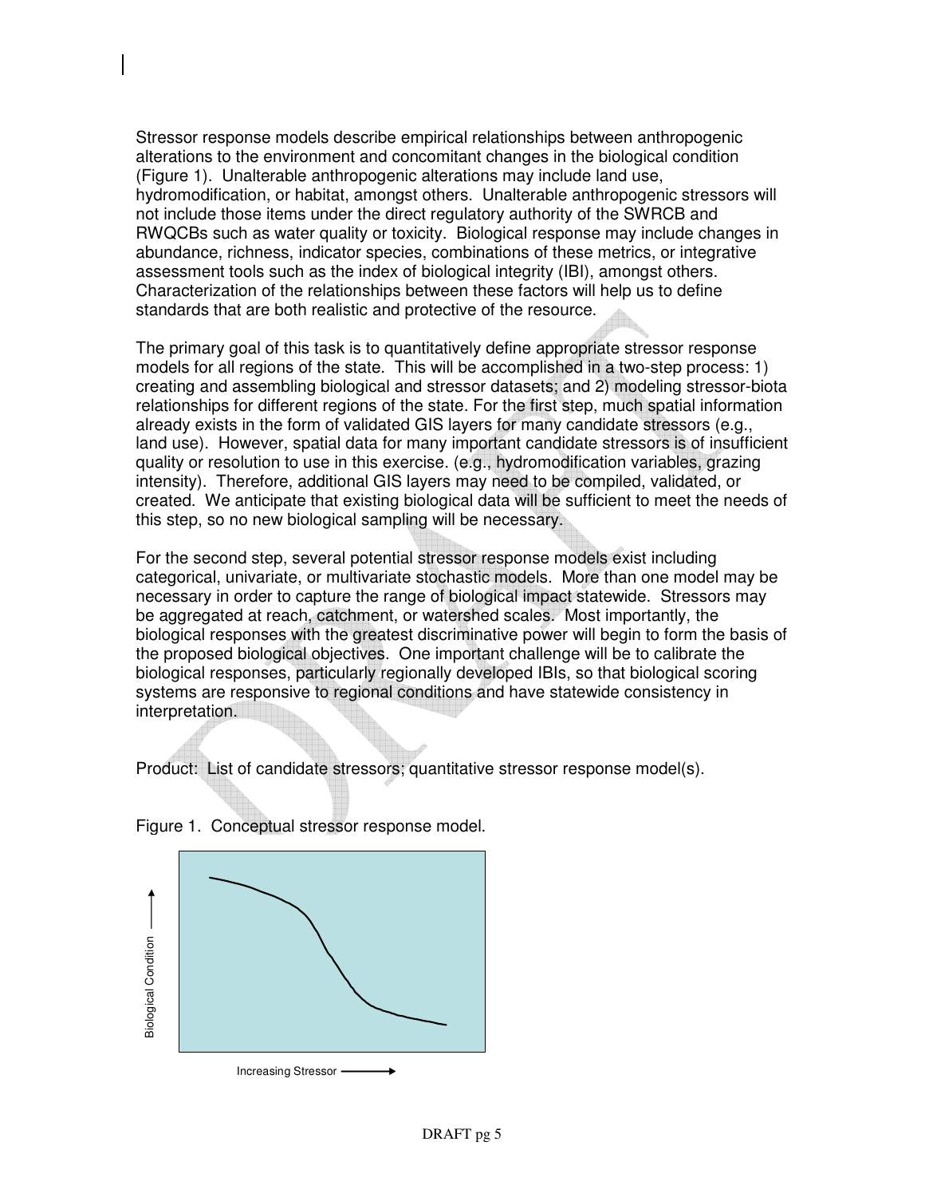Stressor response models describe empirical relationships between anthropogenic alterations to the environment and concomitant changes in the biological condition (Figure 1). Unalterable anthropogenic alterations may include land use, hydromodification, or habitat, amongst others. Unalterable anthropogenic stressors will not include those items under the direct regulatory authority of the SWRCB and RWQCBs such as water quality or toxicity. Biological response may include changes in abundance, richness, indicator species, combinations of these metrics, or integrative assessment tools such as the index of biological integrity (IBI), amongst others. Characterization of the relationships between these factors will help us to define standards that are both realistic and protective of the resource.

The primary goal of this task is to quantitatively define appropriate stressor response models for all regions of the state. This will be accomplished in a two-step process: 1) creating and assembling biological and stressor datasets; and 2) modeling stressor-biota relationships for different regions of the state. For the first step, much spatial information already exists in the form of validated GIS layers for many candidate stressors (e.g., land use). However, spatial data for many important candidate stressors is of insufficient quality or resolution to use in this exercise. (e.g., hydromodification variables, grazing intensity). Therefore, additional GIS layers may need to be compiled, validated, or created. We anticipate that existing biological data will be sufficient to meet the needs of this step, so no new biological sampling will be necessary.

For the second step, several potential stressor response models exist including categorical, univariate, or multivariate stochastic models. More than one model may be necessary in order to capture the range of biological impact statewide. Stressors may be aggregated at reach, catchment, or watershed scales. Most importantly, the biological responses with the greatest discriminative power will begin to form the basis of the proposed biological objectives. One important challenge will be to calibrate the biological responses, particularly regionally developed IBIs, so that biological scoring systems are responsive to regional conditions and have statewide consistency in interpretation.

Product: List of candidate stressors; quantitative stressor response model(s).

Figure 1. Conceptual stressor response model.

Biological Condition

Increasing Stressor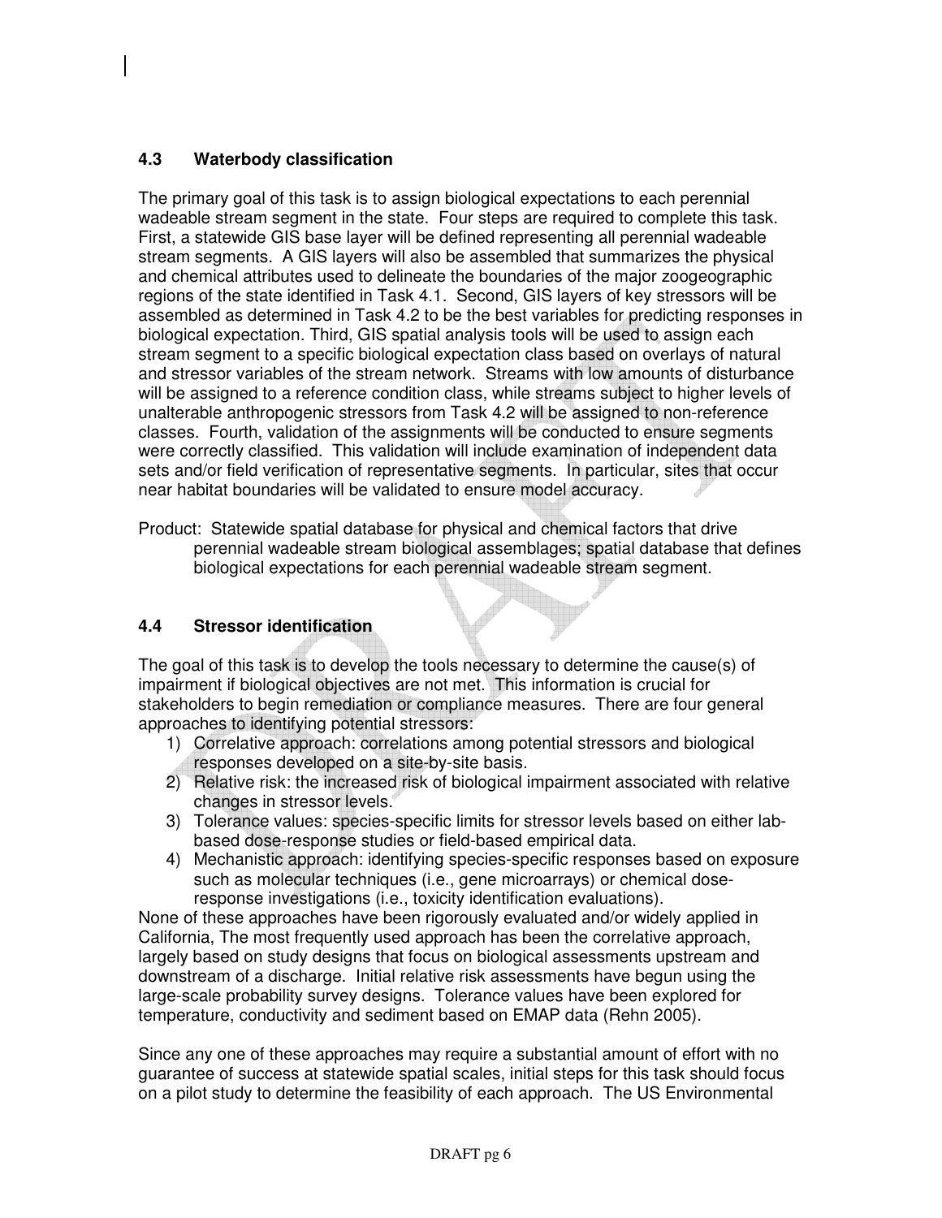### 4.3 Waterbody classification

The primary goal of this task is to assign biological expectations to each perennial wadeable stream segment in the state. Four steps are required to complete this task. First, a statewide GIS base layer will be defined representing all perennial wadeable stream segments. A GIS layers will also be assembled that summarizes the physical and chemical attributes used to delineate the boundaries of the major zoogeographic regions of the state identified in Task 4.1. Second, GIS layers of key stressors will be assembled as determined in Task 4.2 to be the best variables for predicting responses in biological expectation. Third, GIS spatial analysis tools will be used to assign each stream segment to a specific biological expectation class based on overlays of natural and stressor variables of the stream network. Streams with low amounts of disturbance will be assigned to a reference condition class, while streams subject to higher levels of unalterable anthropogenic stressors from Task 4.2 will be assigned to non-reference classes. Fourth, validation of the assignments will be conducted to ensure segments were correctly classified. This validation will include examination of independent data sets and/or field verification of representative segments. In particular, sites that occur near habitat boundaries will be validated to ensure model accuracy.

Product: Statewide spatial database for physical and chemical factors that drive perennial wadeable stream biological assemblages; spatial database that defines biological expectations for each perennial wadeable stream segment.

### 4.4 Stressor identification

The goal of this task is to develop the tools necessary to determine the cause(s) of impairment if biological objectives are not met. This information is crucial for stakeholders to begin remediation or compliance measures. There are four general approaches to identifying potential stressors:

1) Correlative approach: correlations among potential stressors and biological responses developed on a site-by-site basis.
2) Relative risk: the increased risk of biological impairment associated with relative changes in stressor levels.
3) Tolerance values: species-specific limits for stressor levels based on either lab-based dose-response studies or field-based empirical data.
4) Mechanistic approach: identifying species-specific responses based on exposure such as molecular techniques (i.e., gene microarrays) or chemical dose-response investigations (i.e., toxicity identification evaluations).

None of these approaches have been rigorously evaluated and/or widely applied in California, The most frequently used approach has been the correlative approach, largely based on study designs that focus on biological assessments upstream and downstream of a discharge. Initial relative risk assessments have begun using the large-scale probability survey designs. Tolerance values have been explored for temperature, conductivity and sediment based on EMAP data (Rehn 2005).

Since any one of these approaches may require a substantial amount of effort with no guarantee of success at statewide spatial scales, initial steps for this task should focus on a pilot study to determine the feasibility of each approach. The US Environmental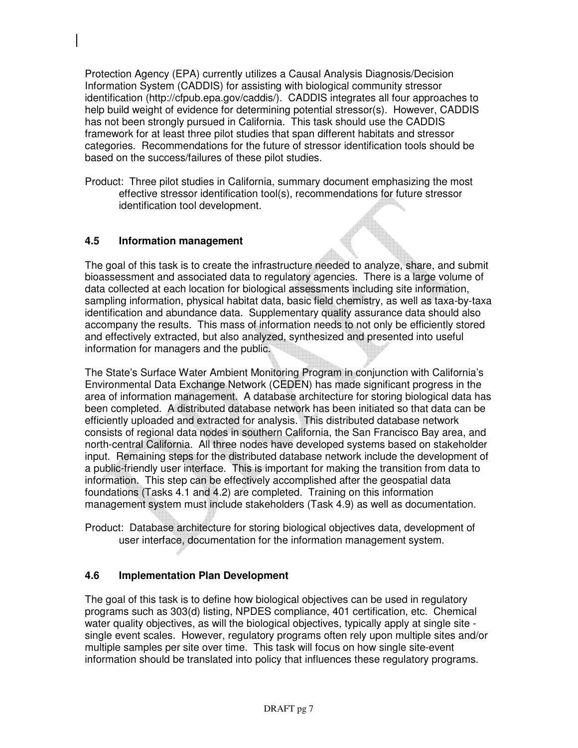Protection Agency (EPA) currently utilizes a Causal Analysis Diagnosis/Decision Information System (CADDIS) for assisting with biological community stressor identification (http://cfpub.epa.gov/caddis/). CADDIS integrates all four approaches to help build weight of evidence for determining potential stressor(s). However, CADDIS has not been strongly pursued in California. This task should use the CADDIS framework for at least three pilot studies that span different habitats and stressor categories. Recommendations for the future of stressor identification tools should be based on the success/failures of these pilot studies.

Product: Three pilot studies in California, summary document emphasizing the most effective stressor identification tool(s), recommendations for future stressor identification tool development.

### 4.5 Information management

The goal of this task is to create the infrastructure needed to analyze, share, and submit bioassessment and associated data to regulatory agencies. There is a large volume of data collected at each location for biological assessments including site information, sampling information, physical habitat data, basic field chemistry, as well as taxa-by-taxa identification and abundance data. Supplementary quality assurance data should also accompany the results. This mass of information needs to not only be efficiently stored and effectively extracted, but also analyzed, synthesized and presented into useful information for managers and the public.

The State's Surface Water Ambient Monitoring Program in conjunction with California's Environmental Data Exchange Network (CEDEN) has made significant progress in the area of information management. A database architecture for storing biological data has been completed. A distributed database network has been initiated so that data can be efficiently uploaded and extracted for analysis. This distributed database network consists of regional data nodes in southern California, the San Francisco Bay area, and north-central California. All three nodes have developed systems based on stakeholder input. Remaining steps for the distributed database network include the development of a public-friendly user interface. This is important for making the transition from data to information. This step can be effectively accomplished after the geospatial data foundations (Tasks 4.1 and 4.2) are completed. Training on this information management system must include stakeholders (Task 4.9) as well as documentation.

Product: Database architecture for storing biological objectives data, development of user interface, documentation for the information management system.

### 4.6 Implementation Plan Development

The goal of this task is to define how biological objectives can be used in regulatory programs such as 303(d) listing, NPDES compliance, 401 certification, etc. Chemical water quality objectives, as will the biological objectives, typically apply at single site - single event scales. However, regulatory programs often rely upon multiple sites and/or multiple samples per site over time. This task will focus on how single site-event information should be translated into policy that influences these regulatory programs.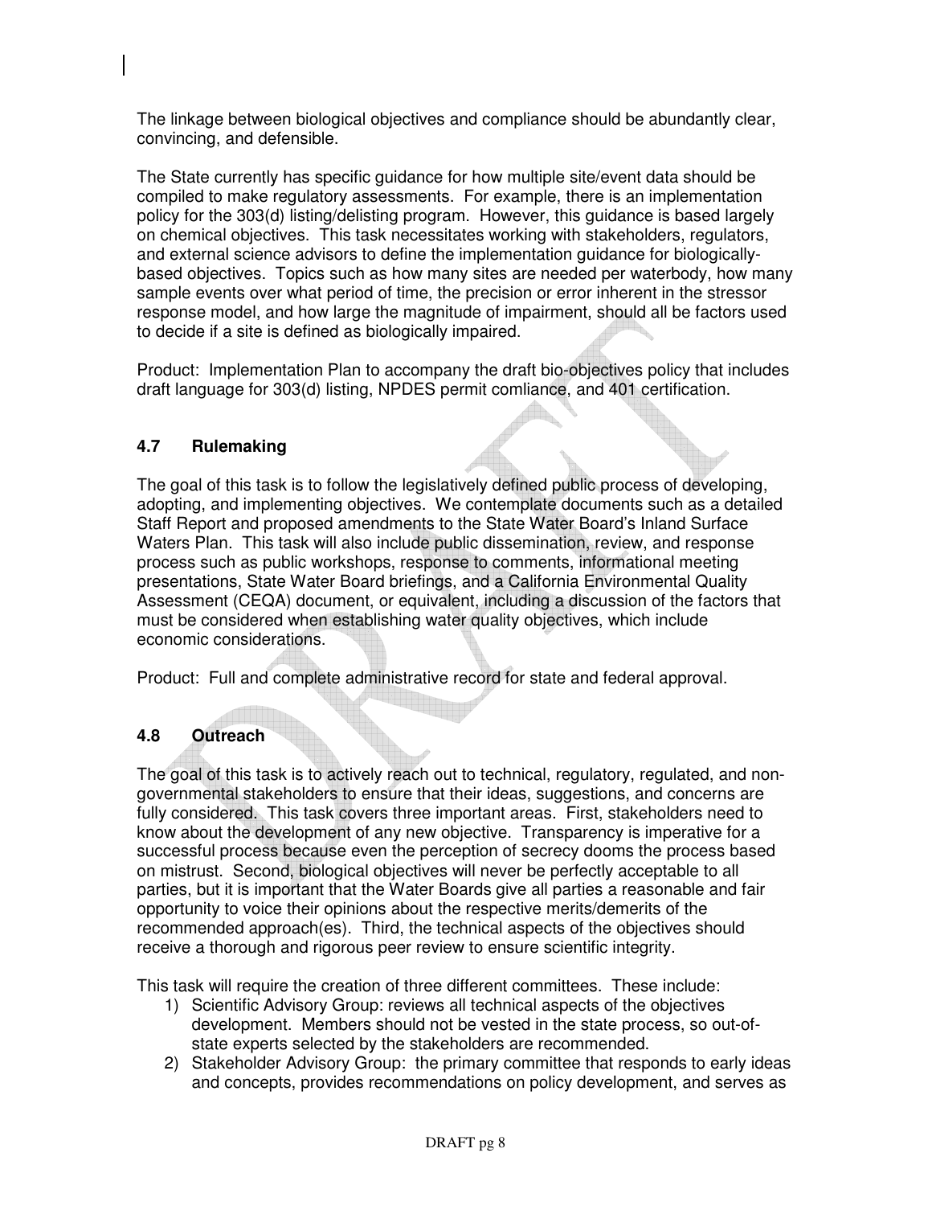The linkage between biological objectives and compliance should be abundantly clear, convincing, and defensible.

The State currently has specific guidance for how multiple site/event data should be compiled to make regulatory assessments. For example, there is an implementation policy for the 303(d) listing/delisting program. However, this guidance is based largely on chemical objectives. This task necessitates working with stakeholders, regulators, and external science advisors to define the implementation guidance for biologically-based objectives. Topics such as how many sites are needed per waterbody, how many sample events over what period of time, the precision or error inherent in the stressor response model, and how large the magnitude of impairment, should all be factors used to decide if a site is defined as biologically impaired.

Product: Implementation Plan to accompany the draft bio-objectives policy that includes draft language for 303(d) listing, NPDES permit comliance, and 401 certification.

### 4.7 Rulemaking

The goal of this task is to follow the legislatively defined public process of developing, adopting, and implementing objectives. We contemplate documents such as a detailed Staff Report and proposed amendments to the State Water Board's Inland Surface Waters Plan. This task will also include public dissemination, review, and response process such as public workshops, response to comments, informational meeting presentations, State Water Board briefings, and a California Environmental Quality Assessment (CEQA) document, or equivalent, including a discussion of the factors that must be considered when establishing water quality objectives, which include economic considerations.

Product: Full and complete administrative record for state and federal approval.

### 4.8 Outreach

The goal of this task is to actively reach out to technical, regulatory, regulated, and non-governmental stakeholders to ensure that their ideas, suggestions, and concerns are fully considered. This task covers three important areas. First, stakeholders need to know about the development of any new objective. Transparency is imperative for a successful process because even the perception of secrecy dooms the process based on mistrust. Second, biological objectives will never be perfectly acceptable to all parties, but it is important that the Water Boards give all parties a reasonable and fair opportunity to voice their opinions about the respective merits/demerits of the recommended approach(es). Third, the technical aspects of the objectives should receive a thorough and rigorous peer review to ensure scientific integrity.

This task will require the creation of three different committees. These include:

1) Scientific Advisory Group: reviews all technical aspects of the objectives development. Members should not be vested in the state process, so out-of-state experts selected by the stakeholders are recommended.
2) Stakeholder Advisory Group: the primary committee that responds to early ideas and concepts, provides recommendations on policy development, and serves as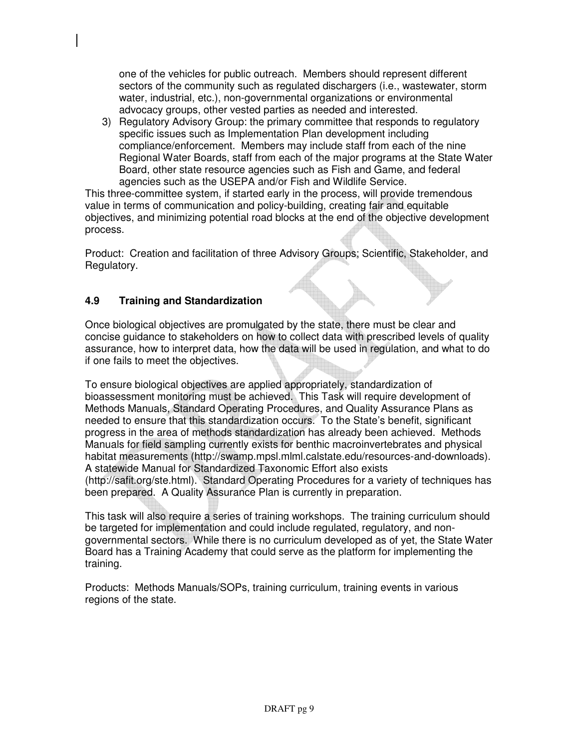one of the vehicles for public outreach. Members should represent different sectors of the community such as regulated dischargers (i.e., wastewater, storm water, industrial, etc.), non-governmental organizations or environmental advocacy groups, other vested parties as needed and interested.

3) Regulatory Advisory Group: the primary committee that responds to regulatory specific issues such as Implementation Plan development including compliance/enforcement. Members may include staff from each of the nine Regional Water Boards, staff from each of the major programs at the State Water Board, other state resource agencies such as Fish and Game, and federal agencies such as the USEPA and/or Fish and Wildlife Service.

This three-committee system, if started early in the process, will provide tremendous value in terms of communication and policy-building, creating fair and equitable objectives, and minimizing potential road blocks at the end of the objective development process.

Product: Creation and facilitation of three Advisory Groups; Scientific, Stakeholder, and Regulatory.

### 4.9 Training and Standardization

Once biological objectives are promulgated by the state, there must be clear and concise guidance to stakeholders on how to collect data with prescribed levels of quality assurance, how to interpret data, how the data will be used in regulation, and what to do if one fails to meet the objectives.

To ensure biological objectives are applied appropriately, standardization of bioassessment monitoring must be achieved. This Task will require development of Methods Manuals, Standard Operating Procedures, and Quality Assurance Plans as needed to ensure that this standardization occurs. To the State's benefit, significant progress in the area of methods standardization has already been achieved. Methods Manuals for field sampling currently exists for benthic macroinvertebrates and physical habitat measurements (http://swamp.mpsl.mlml.calstate.edu/resources-and-downloads). A statewide Manual for Standardized Taxonomic Effort also exists (http://safit.org/ste.html). Standard Operating Procedures for a variety of techniques has been prepared. A Quality Assurance Plan is currently in preparation.

This task will also require a series of training workshops. The training curriculum should be targeted for implementation and could include regulated, regulatory, and non-governmental sectors. While there is no curriculum developed as of yet, the State Water Board has a Training Academy that could serve as the platform for implementing the training.

Products: Methods Manuals/SOPs, training curriculum, training events in various regions of the state.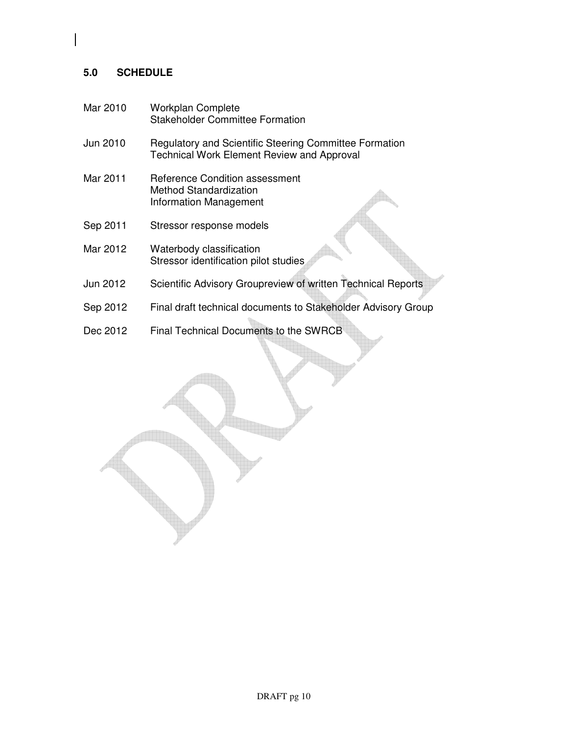## 5.0 SCHEDULE

| | |
|---|---|
| Mar 2010 | Workplan Complete<br>Stakeholder Committee Formation |
| Jun 2010 | Regulatory and Scientific Steering Committee Formation<br>Technical Work Element Review and Approval |
| Mar 2011 | Reference Condition assessment<br>Method Standardization<br>Information Management |
| Sep 2011 | Stressor response models |
| Mar 2012 | Waterbody classification<br>Stressor identification pilot studies |
| Jun 2012 | Scientific Advisory Groupreview of written Technical Reports |
| Sep 2012 | Final draft technical documents to Stakeholder Advisory Group |
| Dec 2012 | Final Technical Documents to the SWRCB |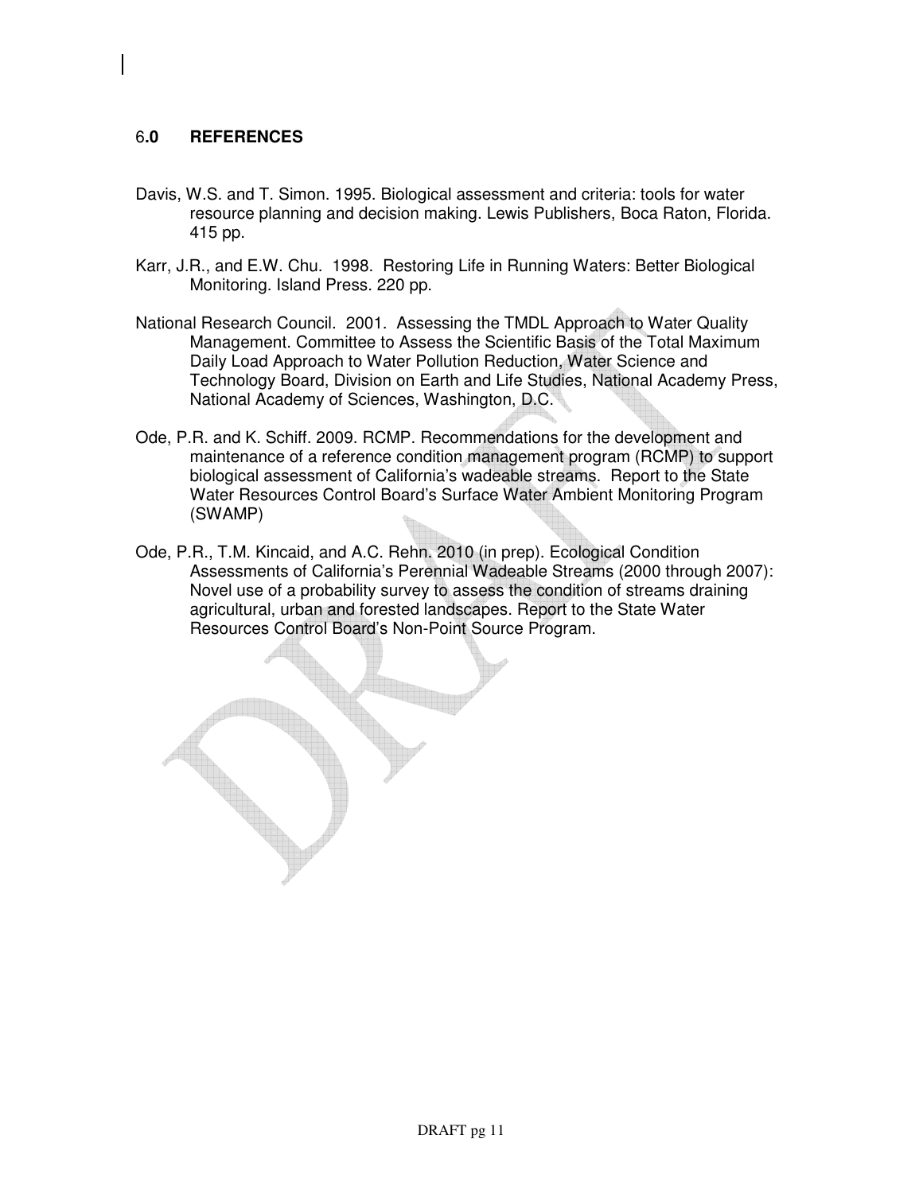## 6.0 REFERENCES

Davis, W.S. and T. Simon. 1995. Biological assessment and criteria: tools for water resource planning and decision making. Lewis Publishers, Boca Raton, Florida. 415 pp.

Karr, J.R., and E.W. Chu. 1998. Restoring Life in Running Waters: Better Biological Monitoring. Island Press. 220 pp.

National Research Council. 2001. Assessing the TMDL Approach to Water Quality Management. Committee to Assess the Scientific Basis of the Total Maximum Daily Load Approach to Water Pollution Reduction, Water Science and Technology Board, Division on Earth and Life Studies, National Academy Press, National Academy of Sciences, Washington, D.C.

Ode, P.R. and K. Schiff. 2009. RCMP. Recommendations for the development and maintenance of a reference condition management program (RCMP) to support biological assessment of California's wadeable streams. Report to the State Water Resources Control Board's Surface Water Ambient Monitoring Program (SWAMP)

Ode, P.R., T.M. Kincaid, and A.C. Rehn. 2010 (in prep). Ecological Condition Assessments of California's Perennial Wadeable Streams (2000 through 2007): Novel use of a probability survey to assess the condition of streams draining agricultural, urban and forested landscapes. Report to the State Water Resources Control Board's Non-Point Source Program.